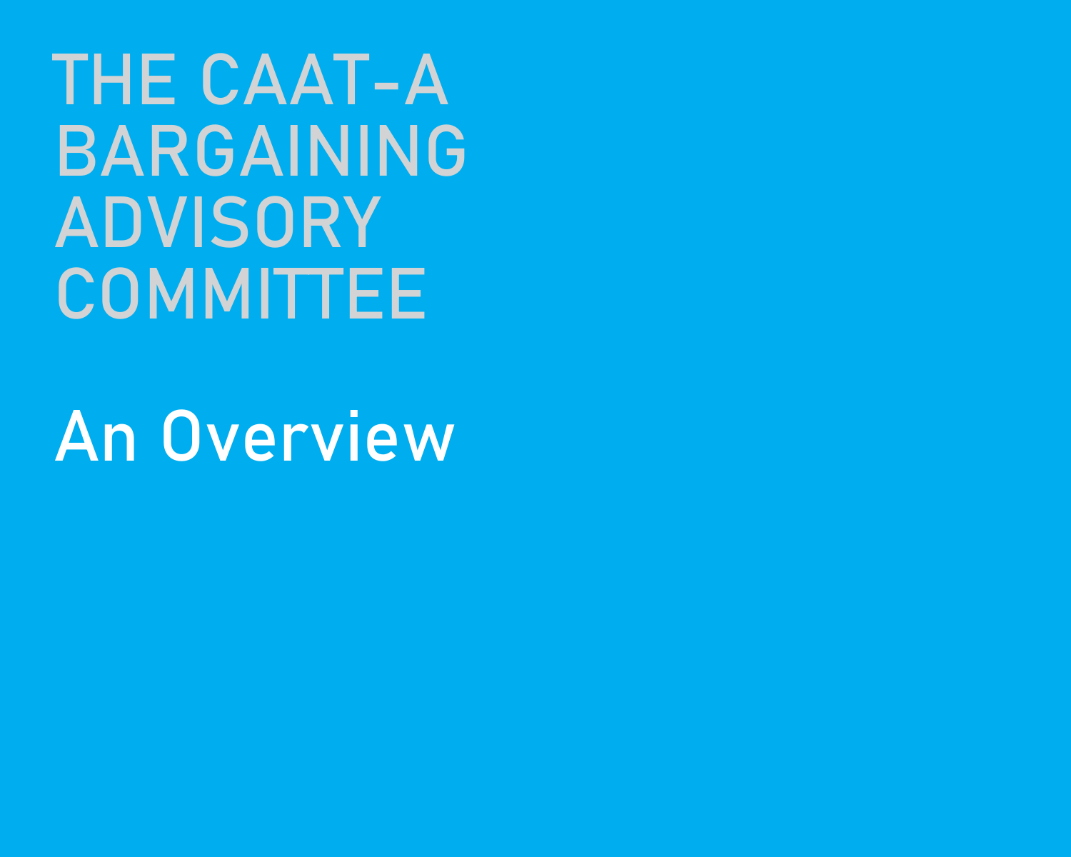# THE CAAT-A BARGAINING ADVISORY COMMITTEE

## An Overview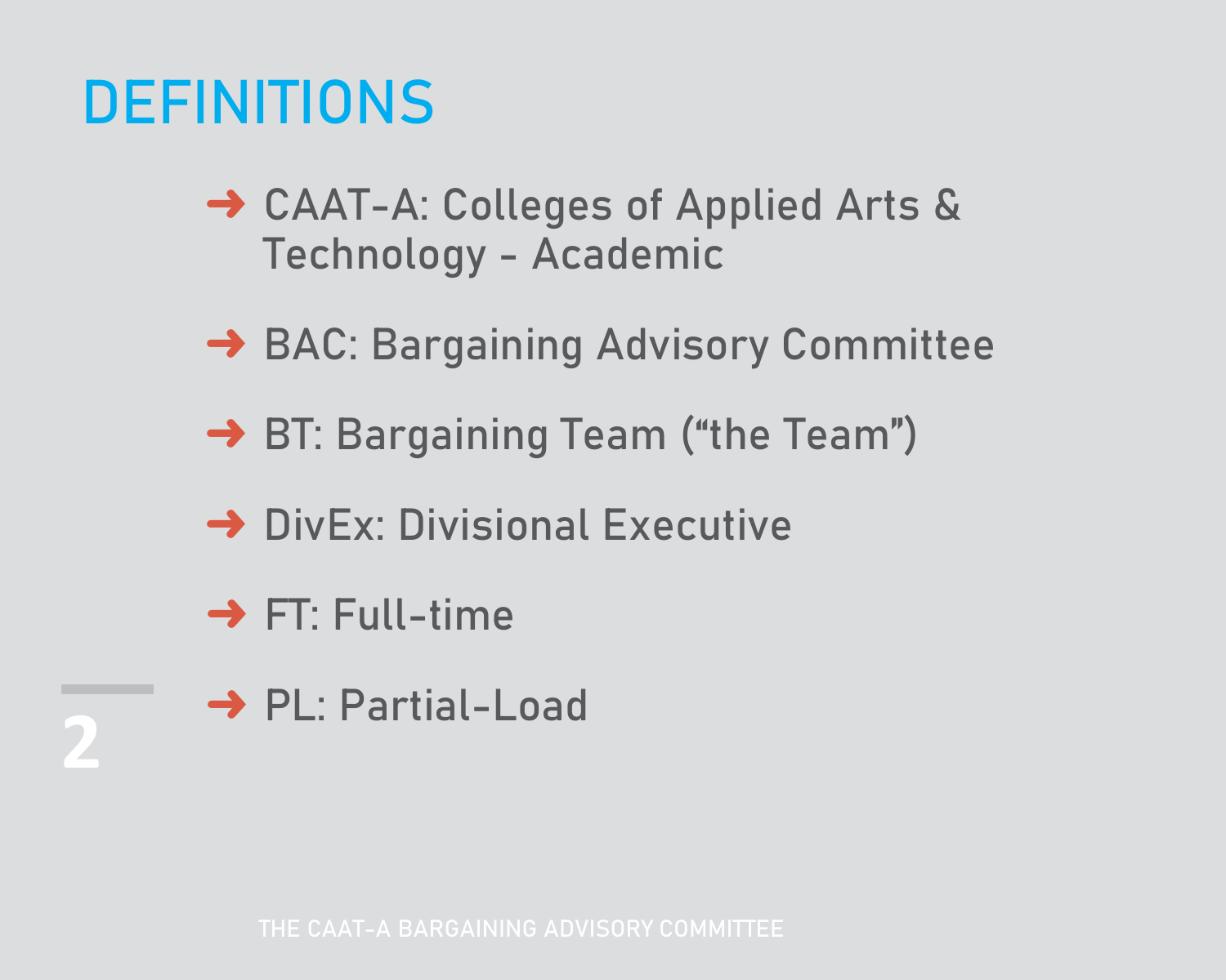# DEFINITIONS

- CAAT-A: Colleges of Applied Arts & Technology - Academic
- BAC: Bargaining Advisory Committee
- BT: Bargaining Team ("the Team")
- DivEx: Divisional Executive
- FT: Full-time
- PL: Partial-Load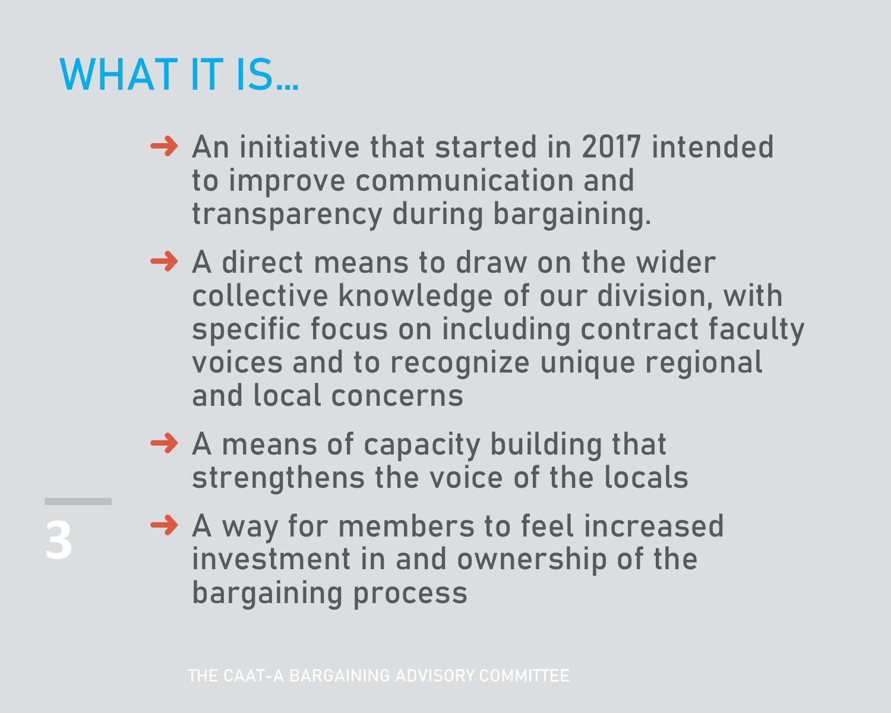# WHAT IT IS…

- An initiative that started in 2017 intended to improve communication and transparency during bargaining.
- A direct means to draw on the wider collective knowledge of our division, with specific focus on including contract faculty voices and to recognize unique regional and local concerns
- A means of capacity building that strengthens the voice of the locals
- A way for members to feel increased investment in and ownership of the bargaining process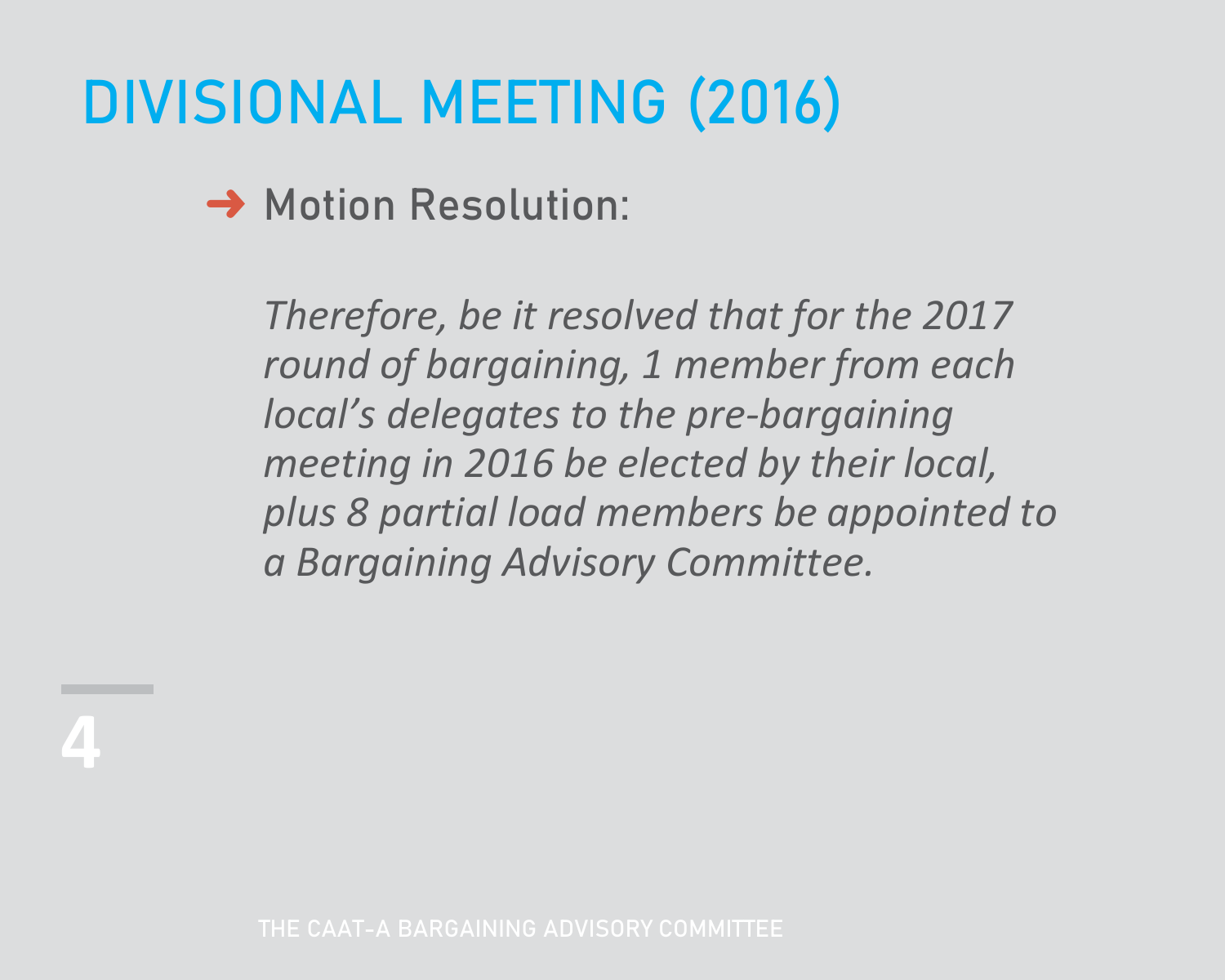# DIVISIONAL MEETING (2016)

- Motion Resolution:

  *Therefore, be it resolved that for the 2017 round of bargaining, 1 member from each local's delegates to the pre-bargaining meeting in 2016 be elected by their local, plus 8 partial load members be appointed to a Bargaining Advisory Committee.*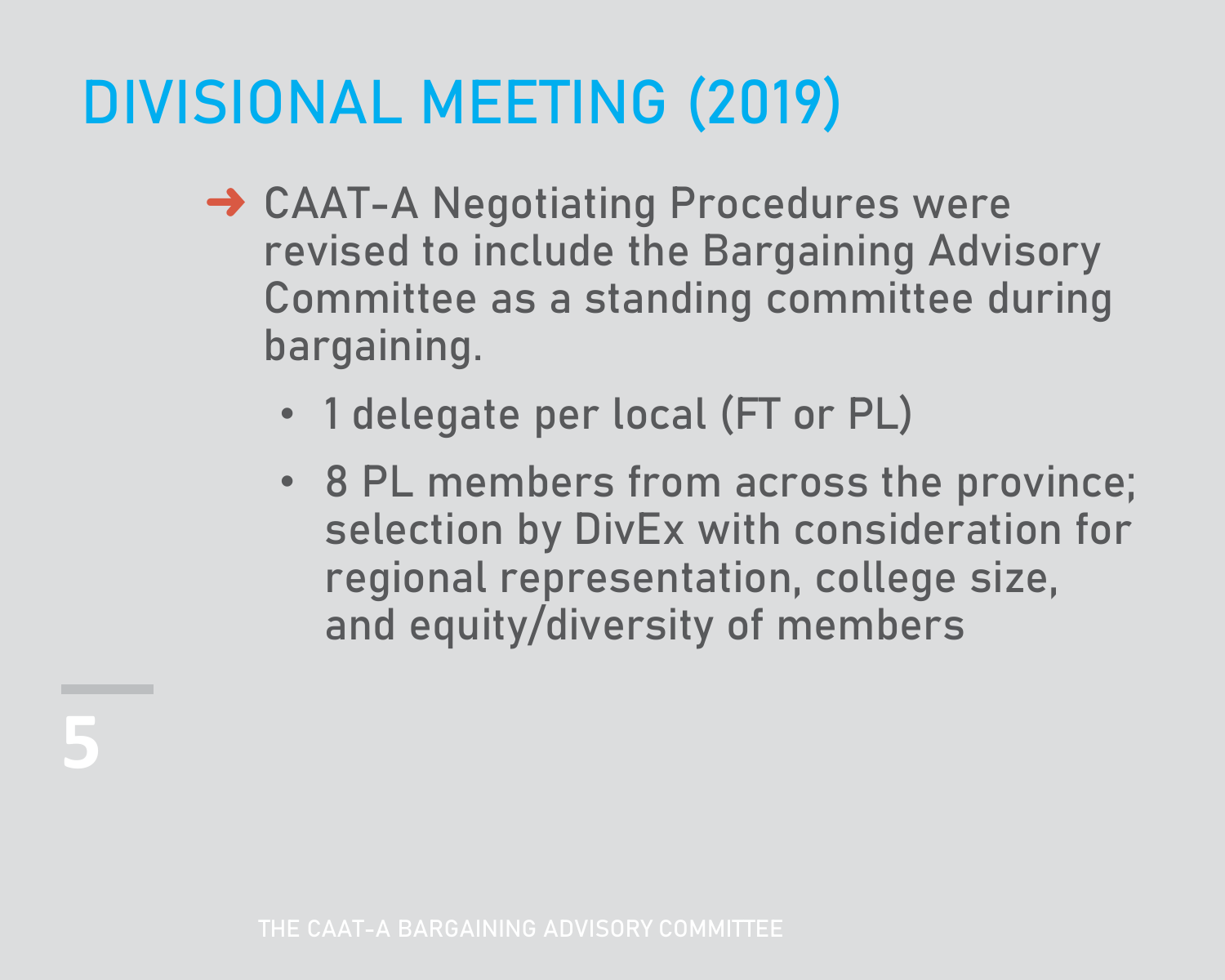# DIVISIONAL MEETING (2019)

- CAAT-A Negotiating Procedures were revised to include the Bargaining Advisory Committee as a standing committee during bargaining.
  - 1 delegate per local (FT or PL)
  - 8 PL members from across the province; selection by DivEx with consideration for regional representation, college size, and equity/diversity of members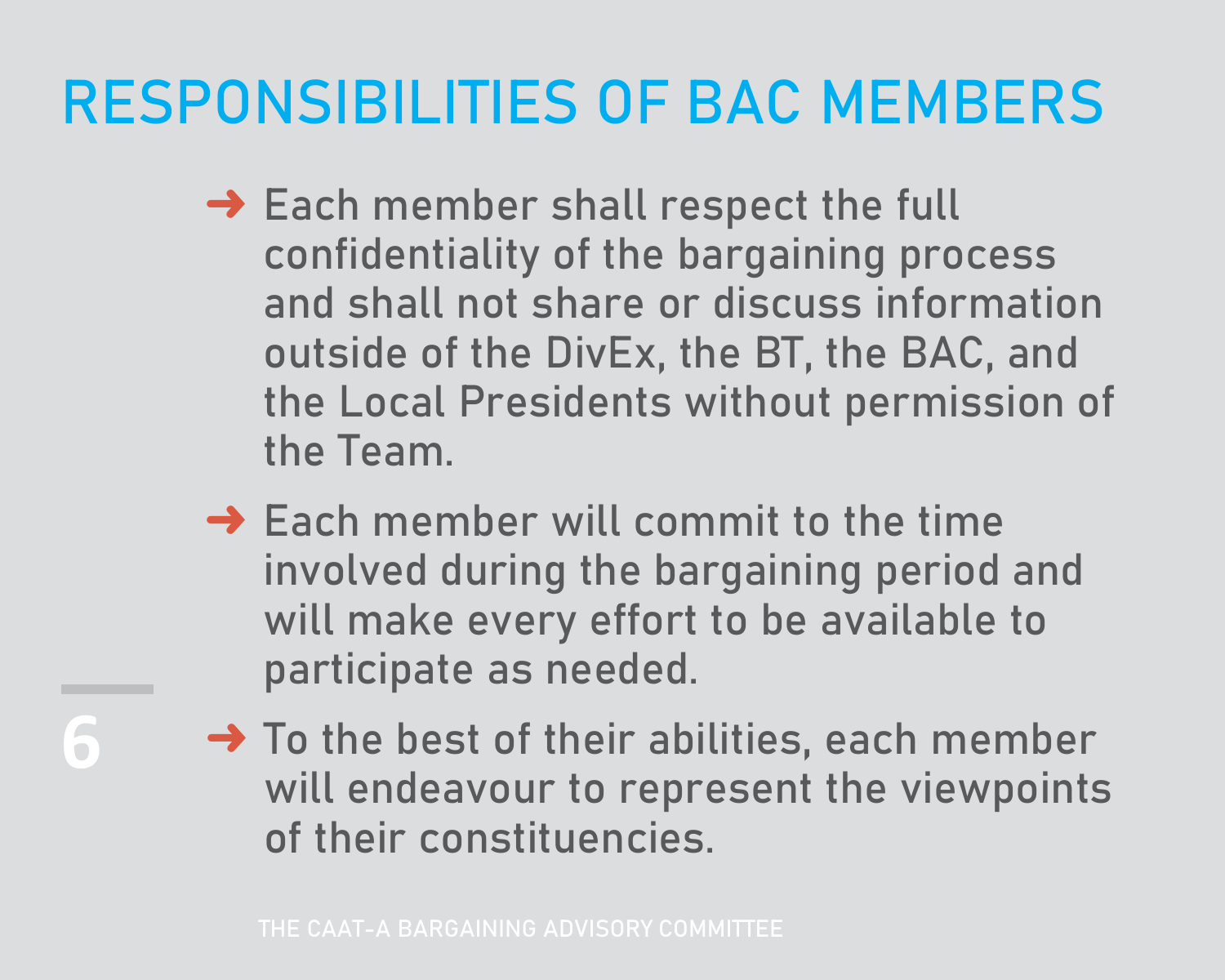# RESPONSIBILITIES OF BAC MEMBERS

- Each member shall respect the full confidentiality of the bargaining process and shall not share or discuss information outside of the DivEx, the BT, the BAC, and the Local Presidents without permission of the Team.
- Each member will commit to the time involved during the bargaining period and will make every effort to be available to participate as needed.
- To the best of their abilities, each member will endeavour to represent the viewpoints of their constituencies.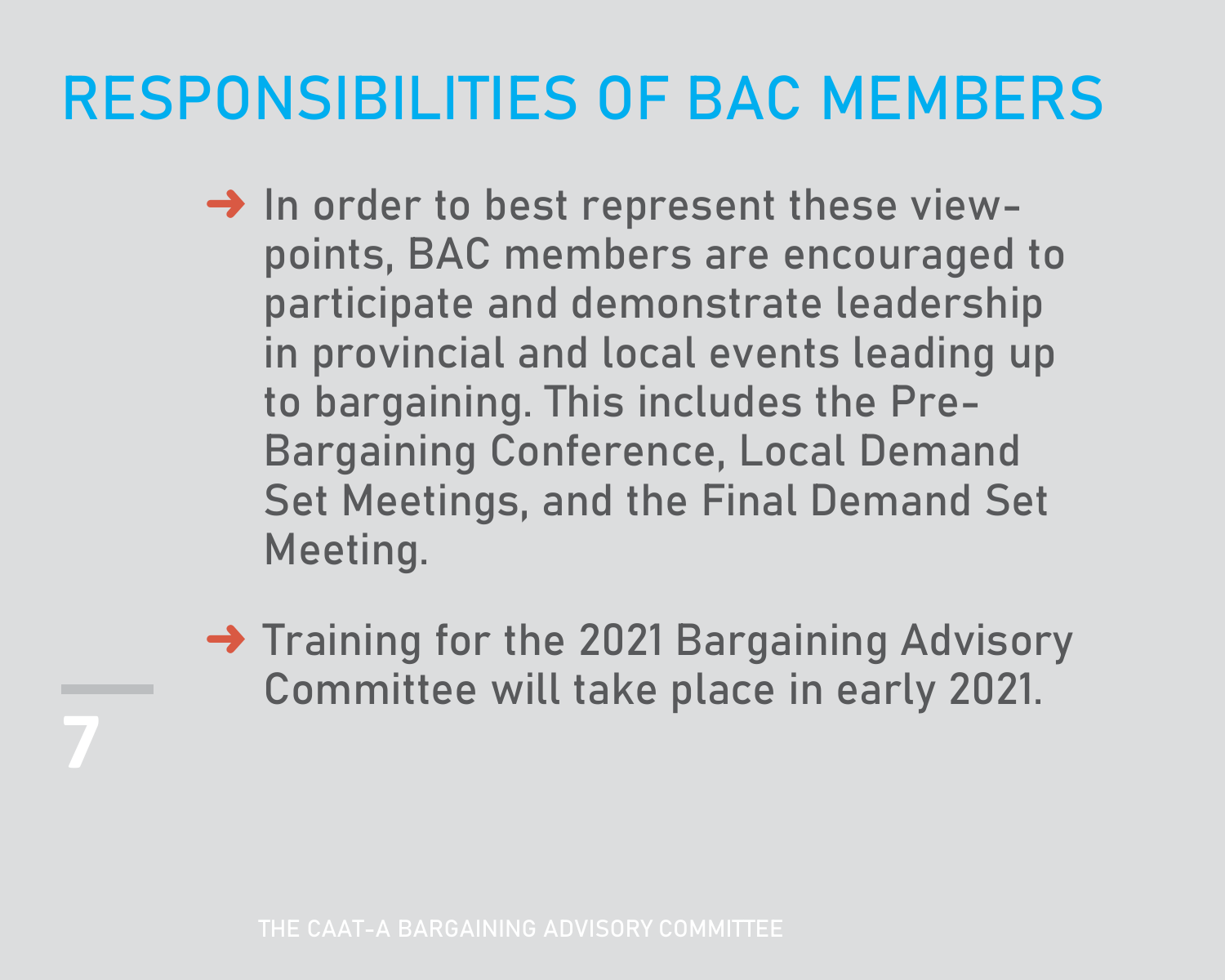# RESPONSIBILITIES OF BAC MEMBERS

- In order to best represent these viewpoints, BAC members are encouraged to participate and demonstrate leadership in provincial and local events leading up to bargaining. This includes the Pre-Bargaining Conference, Local Demand Set Meetings, and the Final Demand Set Meeting.
- Training for the 2021 Bargaining Advisory Committee will take place in early 2021.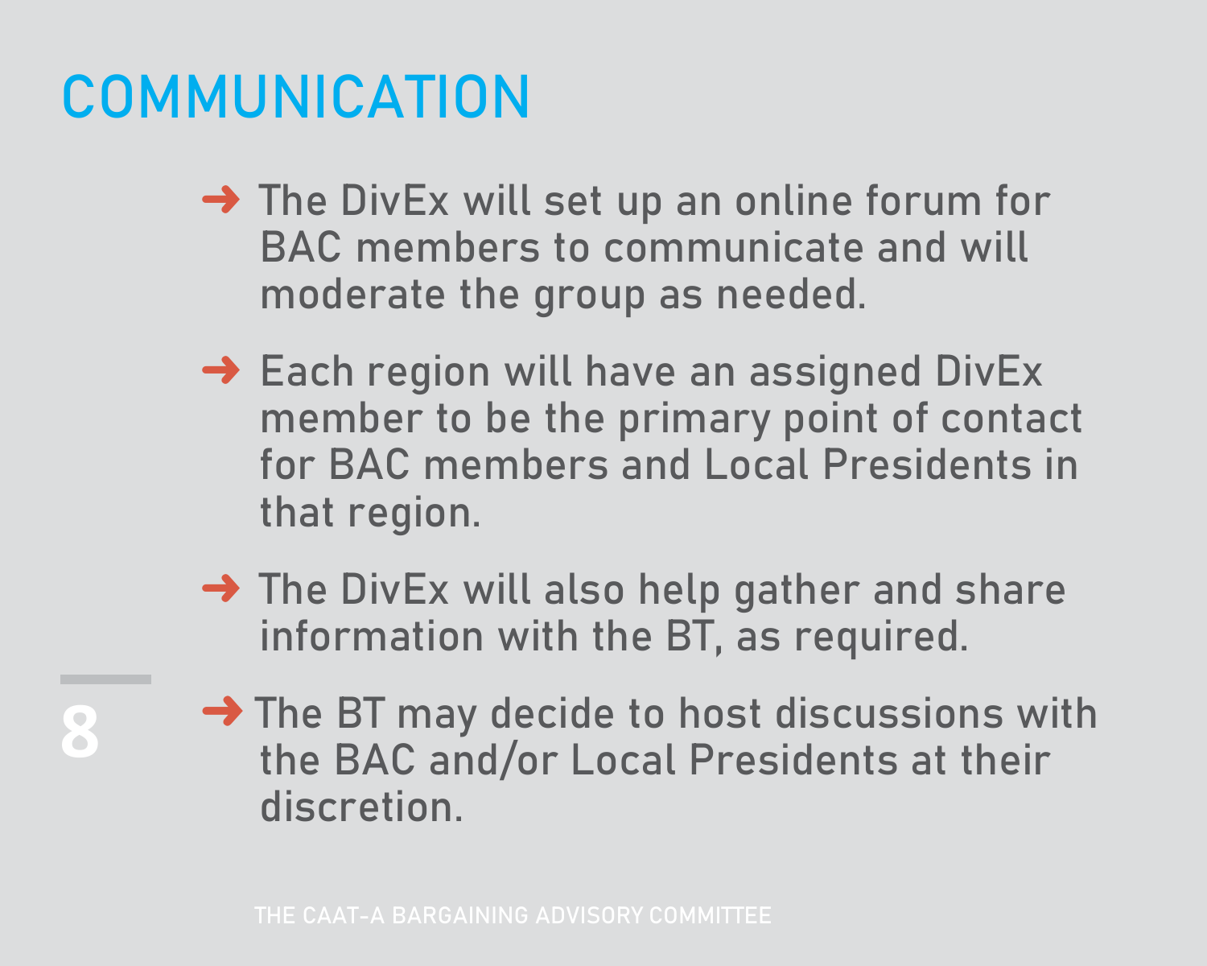# COMMUNICATION

- The DivEx will set up an online forum for BAC members to communicate and will moderate the group as needed.
- Each region will have an assigned DivEx member to be the primary point of contact for BAC members and Local Presidents in that region.
- The DivEx will also help gather and share information with the BT, as required.
- The BT may decide to host discussions with the BAC and/or Local Presidents at their discretion.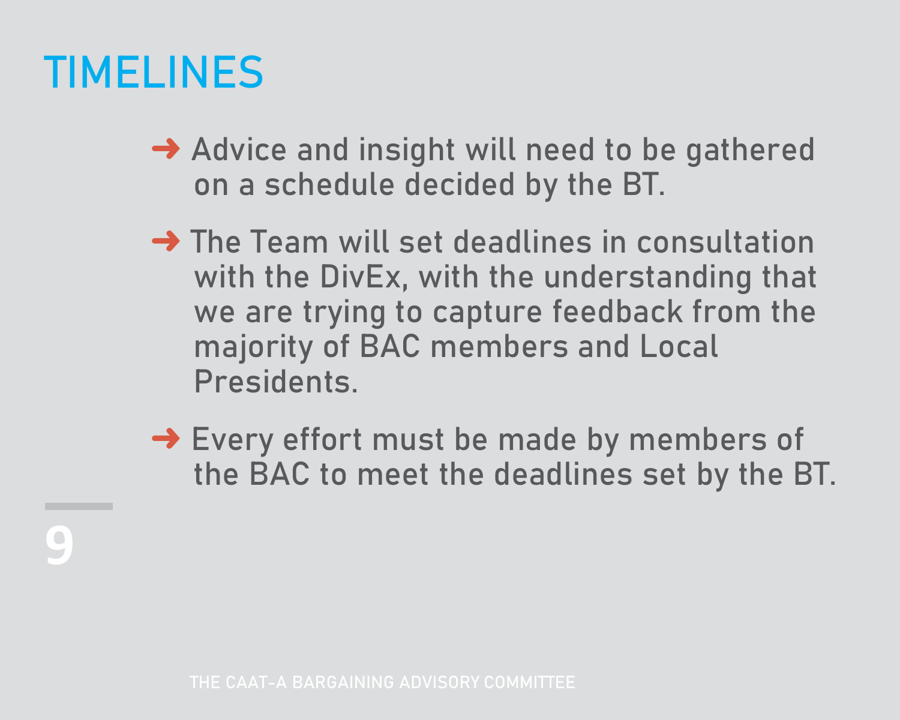# TIMELINES

- Advice and insight will need to be gathered on a schedule decided by the BT.
- The Team will set deadlines in consultation with the DivEx, with the understanding that we are trying to capture feedback from the majority of BAC members and Local Presidents.
- Every effort must be made by members of the BAC to meet the deadlines set by the BT.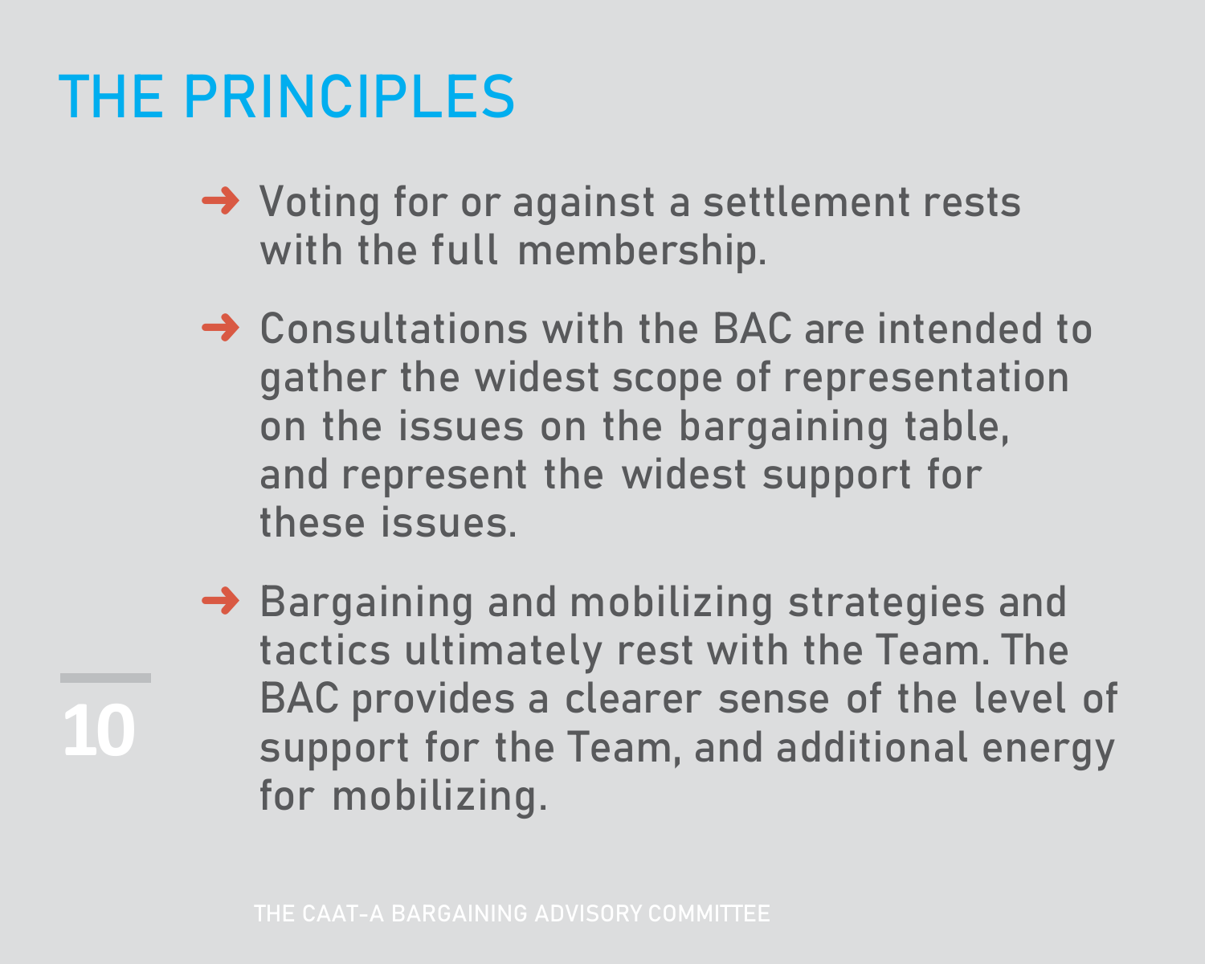# THE PRINCIPLES

- Voting for or against a settlement rests with the full membership.
- Consultations with the BAC are intended to gather the widest scope of representation on the issues on the bargaining table, and represent the widest support for these issues.
- Bargaining and mobilizing strategies and tactics ultimately rest with the Team. The BAC provides a clearer sense of the level of support for the Team, and additional energy for mobilizing.